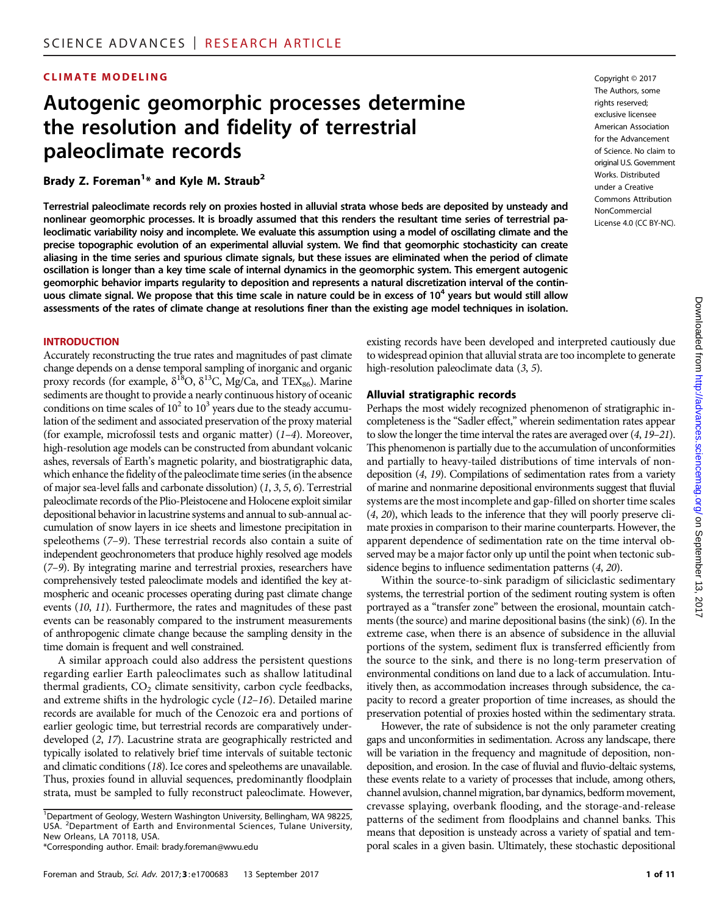CLIMATE MODELING

# Autogenic geomorphic processes determine the resolution and fidelity of terrestrial paleoclimate records

Brady Z. Foreman[1]* and Kyle M. Straub[2]

Copyright © 2017 The Authors, some rights reserved; exclusive licensee American Association for the Advancement of Science. No claim to original U.S. Government Works. Distributed under a Creative Commons Attribution NonCommercial License 4.0 (CC BY-NC).

**Terrestrial paleoclimate records rely on proxies hosted in alluvial strata whose beds are deposited by unsteady and nonlinear geomorphic processes. It is broadly assumed that this renders the resultant time series of terrestrial paleoclimatic variability noisy and incomplete. We evaluate this assumption using a model of oscillating climate and the precise topographic evolution of an experimental alluvial system. We find that geomorphic stochasticity can create aliasing in the time series and spurious climate signals, but these issues are eliminated when the period of climate oscillation is longer than a key time scale of internal dynamics in the geomorphic system. This emergent autogenic geomorphic behavior imparts regularity to deposition and represents a natural discretization interval of the continuous climate signal. We propose that this time scale in nature could be in excess of $10^4$ years but would still allow assessments of the rates of climate change at resolutions finer than the existing age model techniques in isolation.**

## INTRODUCTION

Accurately reconstructing the true rates and magnitudes of past climate change depends on a dense temporal sampling of inorganic and organic proxy records (for example, $\delta^{18}O$, $\delta^{13}C$, Mg/Ca, and $TEX_{86}$). Marine sediments are thought to provide a nearly continuous history of oceanic conditions on time scales of $10^2$ to $10^3$ years due to the steady accumulation of the sediment and associated preservation of the proxy material (for example, microfossil tests and organic matter) (*1–4*). Moreover, high-resolution age models can be constructed from abundant volcanic ashes, reversals of Earth's magnetic polarity, and biostratigraphic data, which enhance the fidelity of the paleoclimate time series (in the absence of major sea-level falls and carbonate dissolution) (*1*, *3*, *5*, *6*). Terrestrial paleoclimate records of the Plio-Pleistocene and Holocene exploit similar depositional behavior in lacustrine systems and annual to sub-annual accumulation of snow layers in ice sheets and limestone precipitation in speleothems (*7–9*). These terrestrial records also contain a suite of independent geochronometers that produce highly resolved age models (*7–9*). By integrating marine and terrestrial proxies, researchers have comprehensively tested paleoclimate models and identified the key atmospheric and oceanic processes operating during past climate change events (*10*, *11*). Furthermore, the rates and magnitudes of these past events can be reasonably compared to the instrument measurements of anthropogenic climate change because the sampling density in the time domain is frequent and well constrained.

A similar approach could also address the persistent questions regarding earlier Earth paleoclimates such as shallow latitudinal thermal gradients, $CO_2$ climate sensitivity, carbon cycle feedbacks, and extreme shifts in the hydrologic cycle (*12–16*). Detailed marine records are available for much of the Cenozoic era and portions of earlier geologic time, but terrestrial records are comparatively underdeveloped (*2*, *17*). Lacustrine strata are geographically restricted and typically isolated to relatively brief time intervals of suitable tectonic and climatic conditions (*18*). Ice cores and speleothems are unavailable. Thus, proxies found in alluvial sequences, predominantly floodplain strata, must be sampled to fully reconstruct paleoclimate. However, existing records have been developed and interpreted cautiously due to widespread opinion that alluvial strata are too incomplete to generate high-resolution paleoclimate data (*3*, *5*).

### Alluvial stratigraphic records

Perhaps the most widely recognized phenomenon of stratigraphic incompleteness is the "Sadler effect," wherein sedimentation rates appear to slow the longer the time interval the rates are averaged over (*4*, *19–21*). This phenomenon is partially due to the accumulation of unconformities and partially to heavy-tailed distributions of time intervals of nondeposition (*4*, *19*). Compilations of sedimentation rates from a variety of marine and nonmarine depositional environments suggest that fluvial systems are the most incomplete and gap-filled on shorter time scales (*4*, *20*), which leads to the inference that they will poorly preserve climate proxies in comparison to their marine counterparts. However, the apparent dependence of sedimentation rate on the time interval observed may be a major factor only up until the point when tectonic subsidence begins to influence sedimentation patterns (*4*, *20*).

Within the source-to-sink paradigm of siliciclastic sedimentary systems, the terrestrial portion of the sediment routing system is often portrayed as a "transfer zone" between the erosional, mountain catchments (the source) and marine depositional basins (the sink) (*6*). In the extreme case, when there is an absence of subsidence in the alluvial portions of the system, sediment flux is transferred efficiently from the source to the sink, and there is no long-term preservation of environmental conditions on land due to a lack of accumulation. Intuitively then, as accommodation increases through subsidence, the capacity to record a greater proportion of time increases, as should the preservation potential of proxies hosted within the sedimentary strata.

However, the rate of subsidence is not the only parameter creating gaps and unconformities in sedimentation. Across any landscape, there will be variation in the frequency and magnitude of deposition, nondeposition, and erosion. In the case of fluvial and fluvio-deltaic systems, these events relate to a variety of processes that include, among others, channel avulsion, channel migration, bar dynamics, bedform movement, crevasse splaying, overbank flooding, and the storage-and-release patterns of the sediment from floodplains and channel banks. This means that deposition is unsteady across a variety of spatial and temporal scales in a given basin. Ultimately, these stochastic depositional

[1]Department of Geology, Western Washington University, Bellingham, WA 98225, USA. [2]Department of Earth and Environmental Sciences, Tulane University, New Orleans, LA 70118, USA.
*Corresponding author. Email: brady.foreman@wwu.edu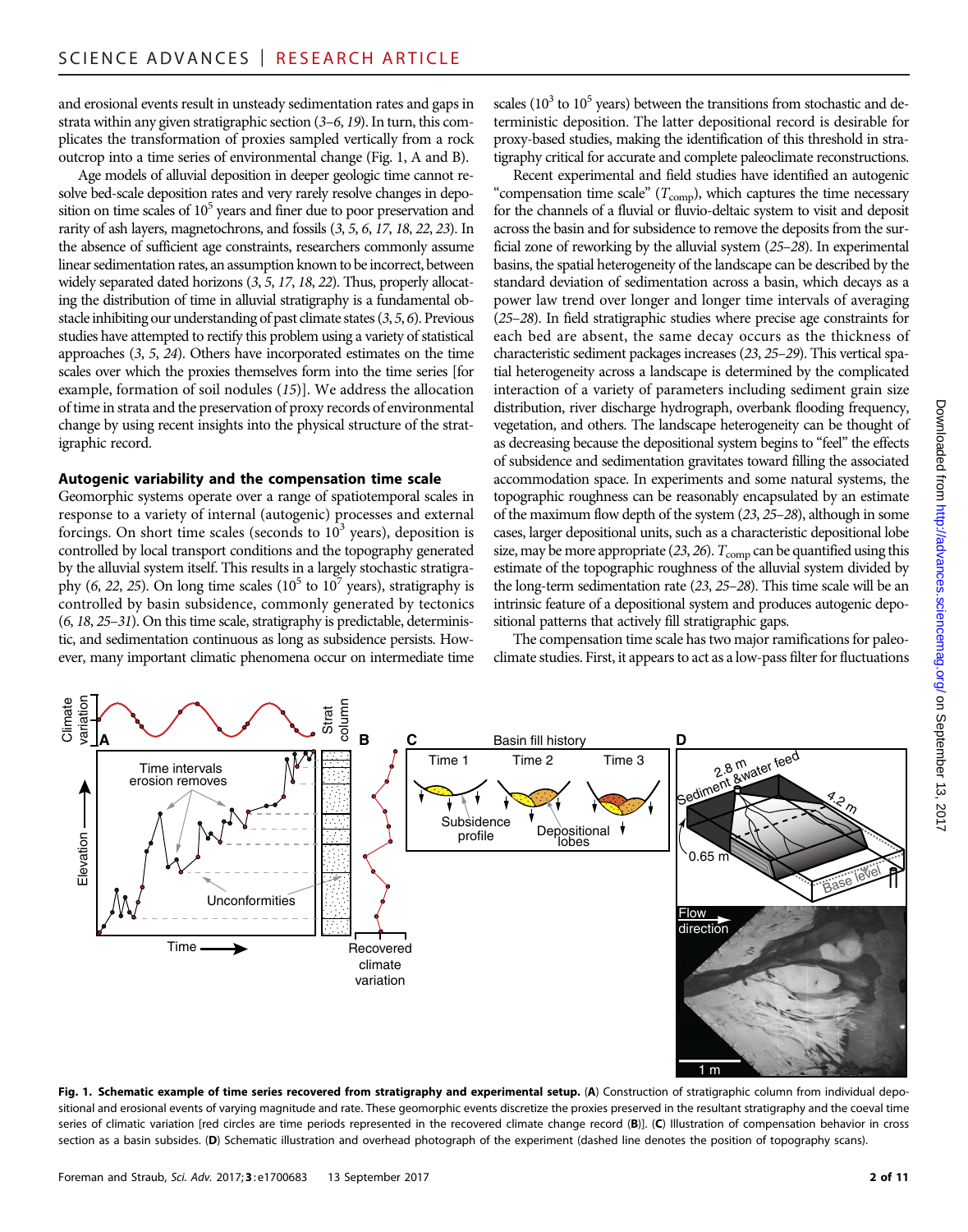and erosional events result in unsteady sedimentation rates and gaps in strata within any given stratigraphic section (3–6, 19). In turn, this complicates the transformation of proxies sampled vertically from a rock outcrop into a time series of environmental change (Fig. 1, A and B).

Age models of alluvial deposition in deeper geologic time cannot resolve bed-scale deposition rates and very rarely resolve changes in deposition on time scales of $10^5$ years and finer due to poor preservation and rarity of ash layers, magnetochrons, and fossils (3, 5, 6, 17, 18, 22, 23). In the absence of sufficient age constraints, researchers commonly assume linear sedimentation rates, an assumption known to be incorrect, between widely separated dated horizons (3, 5, 17, 18, 22). Thus, properly allocating the distribution of time in alluvial stratigraphy is a fundamental obstacle inhibiting our understanding of past climate states (3, 5, 6). Previous studies have attempted to rectify this problem using a variety of statistical approaches (3, 5, 24). Others have incorporated estimates on the time scales over which the proxies themselves form into the time series [for example, formation of soil nodules (15)]. We address the allocation of time in strata and the preservation of proxy records of environmental change by using recent insights into the physical structure of the stratigraphic record.

### Autogenic variability and the compensation time scale

Geomorphic systems operate over a range of spatiotemporal scales in response to a variety of internal (autogenic) processes and external forcings. On short time scales (seconds to $10^3$ years), deposition is controlled by local transport conditions and the topography generated by the alluvial system itself. This results in a largely stochastic stratigraphy (6, 22, 25). On long time scales ($10^5$ to $10^7$ years), stratigraphy is controlled by basin subsidence, commonly generated by tectonics (6, 18, 25–31). On this time scale, stratigraphy is predictable, deterministic, and sedimentation continuous as long as subsidence persists. However, many important climatic phenomena occur on intermediate time scales ($10^3$ to $10^5$ years) between the transitions from stochastic and deterministic deposition. The latter depositional record is desirable for proxy-based studies, making the identification of this threshold in stratigraphy critical for accurate and complete paleoclimate reconstructions.

Recent experimental and field studies have identified an autogenic "compensation time scale" ($T_{comp}$), which captures the time necessary for the channels of a fluvial or fluvio-deltaic system to visit and deposit across the basin and for subsidence to remove the deposits from the surficial zone of reworking by the alluvial system (25–28). In experimental basins, the spatial heterogeneity of the landscape can be described by the standard deviation of sedimentation across a basin, which decays as a power law trend over longer and longer time intervals of averaging (25–28). In field stratigraphic studies where precise age constraints for each bed are absent, the same decay occurs as the thickness of characteristic sediment packages increases (23, 25–29). This vertical spatial heterogeneity across a landscape is determined by the complicated interaction of a variety of parameters including sediment grain size distribution, river discharge hydrograph, overbank flooding frequency, vegetation, and others. The landscape heterogeneity can be thought of as decreasing because the depositional system begins to "feel" the effects of subsidence and sedimentation gravitates toward filling the associated accommodation space. In experiments and some natural systems, the topographic roughness can be reasonably encapsulated by an estimate of the maximum flow depth of the system (23, 25–28), although in some cases, larger depositional units, such as a characteristic depositional lobe size, may be more appropriate (23, 26). $T_{comp}$ can be quantified using this estimate of the topographic roughness of the alluvial system divided by the long-term sedimentation rate (23, 25–28). This time scale will be an intrinsic feature of a depositional system and produces autogenic depositional patterns that actively fill stratigraphic gaps.

The compensation time scale has two major ramifications for paleoclimate studies. First, it appears to act as a low-pass filter for fluctuations

**Fig. 1. Schematic example of time series recovered from stratigraphy and experimental setup.** (**A**) Construction of stratigraphic column from individual depositional and erosional events of varying magnitude and rate. These geomorphic events discretize the proxies preserved in the resultant stratigraphy and the coeval time series of climatic variation [red circles are time periods represented in the recovered climate change record (**B**)]. (**C**) Illustration of compensation behavior in cross section as a basin subsides. (**D**) Schematic illustration and overhead photograph of the experiment (dashed line denotes the position of topography scans).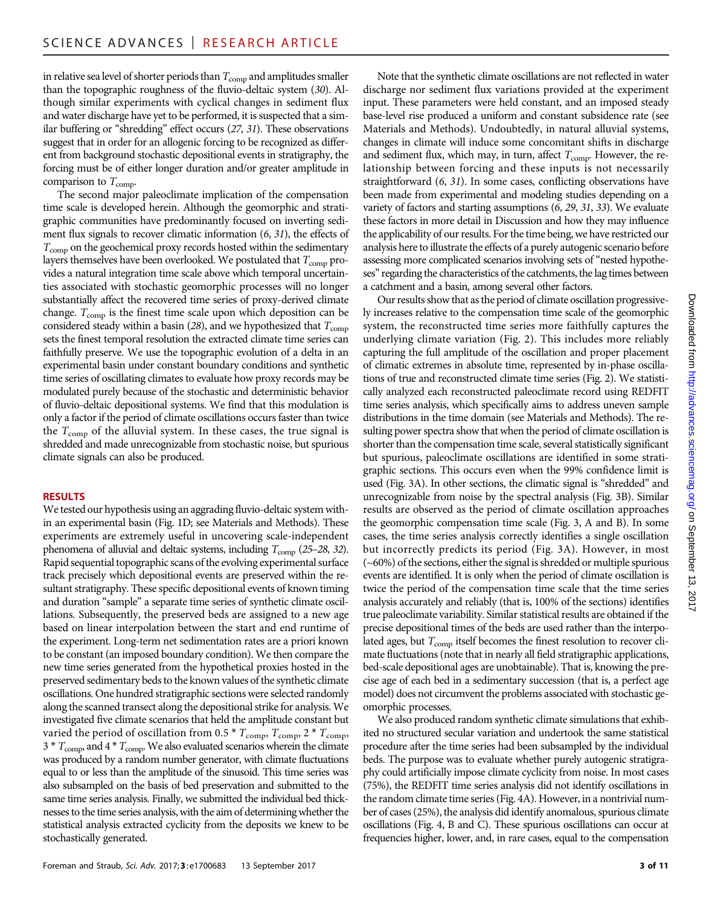in relative sea level of shorter periods than $T_{comp}$ and amplitudes smaller than the topographic roughness of the fluvio-deltaic system (30). Although similar experiments with cyclical changes in sediment flux and water discharge have yet to be performed, it is suspected that a similar buffering or "shredding" effect occurs (27, 31). These observations suggest that in order for an allogenic forcing to be recognized as different from background stochastic depositional events in stratigraphy, the forcing must be of either longer duration and/or greater amplitude in comparison to $T_{comp}$.

The second major paleoclimate implication of the compensation time scale is developed herein. Although the geomorphic and stratigraphic communities have predominantly focused on inverting sediment flux signals to recover climatic information (6, 31), the effects of $T_{comp}$ on the geochemical proxy records hosted within the sedimentary layers themselves have been overlooked. We postulated that $T_{comp}$ provides a natural integration time scale above which temporal uncertainties associated with stochastic geomorphic processes will no longer substantially affect the recovered time series of proxy-derived climate change. $T_{comp}$ is the finest time scale upon which deposition can be considered steady within a basin (28), and we hypothesized that $T_{comp}$ sets the finest temporal resolution the extracted climate time series can faithfully preserve. We use the topographic evolution of a delta in an experimental basin under constant boundary conditions and synthetic time series of oscillating climates to evaluate how proxy records may be modulated purely because of the stochastic and deterministic behavior of fluvio-deltaic depositional systems. We find that this modulation is only a factor if the period of climate oscillations occurs faster than twice the $T_{comp}$ of the alluvial system. In these cases, the true signal is shredded and made unrecognizable from stochastic noise, but spurious climate signals can also be produced.

## RESULTS

We tested our hypothesis using an aggrading fluvio-deltaic system within an experimental basin (Fig. 1D; see Materials and Methods). These experiments are extremely useful in uncovering scale-independent phenomena of alluvial and deltaic systems, including $T_{comp}$ (25–28, 32). Rapid sequential topographic scans of the evolving experimental surface track precisely which depositional events are preserved within the resultant stratigraphy. These specific depositional events of known timing and duration "sample" a separate time series of synthetic climate oscillations. Subsequently, the preserved beds are assigned to a new age based on linear interpolation between the start and end runtime of the experiment. Long-term net sedimentation rates are a priori known to be constant (an imposed boundary condition). We then compare the new time series generated from the hypothetical proxies hosted in the preserved sedimentary beds to the known values of the synthetic climate oscillations. One hundred stratigraphic sections were selected randomly along the scanned transect along the depositional strike for analysis. We investigated five climate scenarios that held the amplitude constant but varied the period of oscillation from $0.5 * T_{comp}$, $T_{comp}$, $2 * T_{comp}$, $3 * T_{comp}$, and $4 * T_{comp}$. We also evaluated scenarios wherein the climate was produced by a random number generator, with climate fluctuations equal to or less than the amplitude of the sinusoid. This time series was also subsampled on the basis of bed preservation and submitted to the same time series analysis. Finally, we submitted the individual bed thicknesses to the time series analysis, with the aim of determining whether the statistical analysis extracted cyclicity from the deposits we knew to be stochastically generated.

Note that the synthetic climate oscillations are not reflected in water discharge nor sediment flux variations provided at the experiment input. These parameters were held constant, and an imposed steady base-level rise produced a uniform and constant subsidence rate (see Materials and Methods). Undoubtedly, in natural alluvial systems, changes in climate will induce some concomitant shifts in discharge and sediment flux, which may, in turn, affect $T_{comp}$. However, the relationship between forcing and these inputs is not necessarily straightforward (6, 31). In some cases, conflicting observations have been made from experimental and modeling studies depending on a variety of factors and starting assumptions (6, 29, 31, 33). We evaluate these factors in more detail in Discussion and how they may influence the applicability of our results. For the time being, we have restricted our analysis here to illustrate the effects of a purely autogenic scenario before assessing more complicated scenarios involving sets of "nested hypotheses" regarding the characteristics of the catchments, the lag times between a catchment and a basin, among several other factors.

Our results show that as the period of climate oscillation progressively increases relative to the compensation time scale of the geomorphic system, the reconstructed time series more faithfully captures the underlying climate variation (Fig. 2). This includes more reliably capturing the full amplitude of the oscillation and proper placement of climatic extremes in absolute time, represented by in-phase oscillations of true and reconstructed climate time series (Fig. 2). We statistically analyzed each reconstructed paleoclimate record using REDFIT time series analysis, which specifically aims to address uneven sample distributions in the time domain (see Materials and Methods). The resulting power spectra show that when the period of climate oscillation is shorter than the compensation time scale, several statistically significant but spurious, paleoclimate oscillations are identified in some stratigraphic sections. This occurs even when the 99% confidence limit is used (Fig. 3A). In other sections, the climatic signal is "shredded" and unrecognizable from noise by the spectral analysis (Fig. 3B). Similar results are observed as the period of climate oscillation approaches the geomorphic compensation time scale (Fig. 3, A and B). In some cases, the time series analysis correctly identifies a single oscillation but incorrectly predicts its period (Fig. 3A). However, in most (~60%) of the sections, either the signal is shredded or multiple spurious events are identified. It is only when the period of climate oscillation is twice the period of the compensation time scale that the time series analysis accurately and reliably (that is, 100% of the sections) identifies true paleoclimate variability. Similar statistical results are obtained if the precise depositional times of the beds are used rather than the interpolated ages, but $T_{comp}$ itself becomes the finest resolution to recover climate fluctuations (note that in nearly all field stratigraphic applications, bed-scale depositional ages are unobtainable). That is, knowing the precise age of each bed in a sedimentary succession (that is, a perfect age model) does not circumvent the problems associated with stochastic geomorphic processes.

We also produced random synthetic climate simulations that exhibited no structured secular variation and undertook the same statistical procedure after the time series had been subsampled by the individual beds. The purpose was to evaluate whether purely autogenic stratigraphy could artificially impose climate cyclicity from noise. In most cases (75%), the REDFIT time series analysis did not identify oscillations in the random climate time series (Fig. 4A). However, in a nontrivial number of cases (25%), the analysis did identify anomalous, spurious climate oscillations (Fig. 4, B and C). These spurious oscillations can occur at frequencies higher, lower, and, in rare cases, equal to the compensation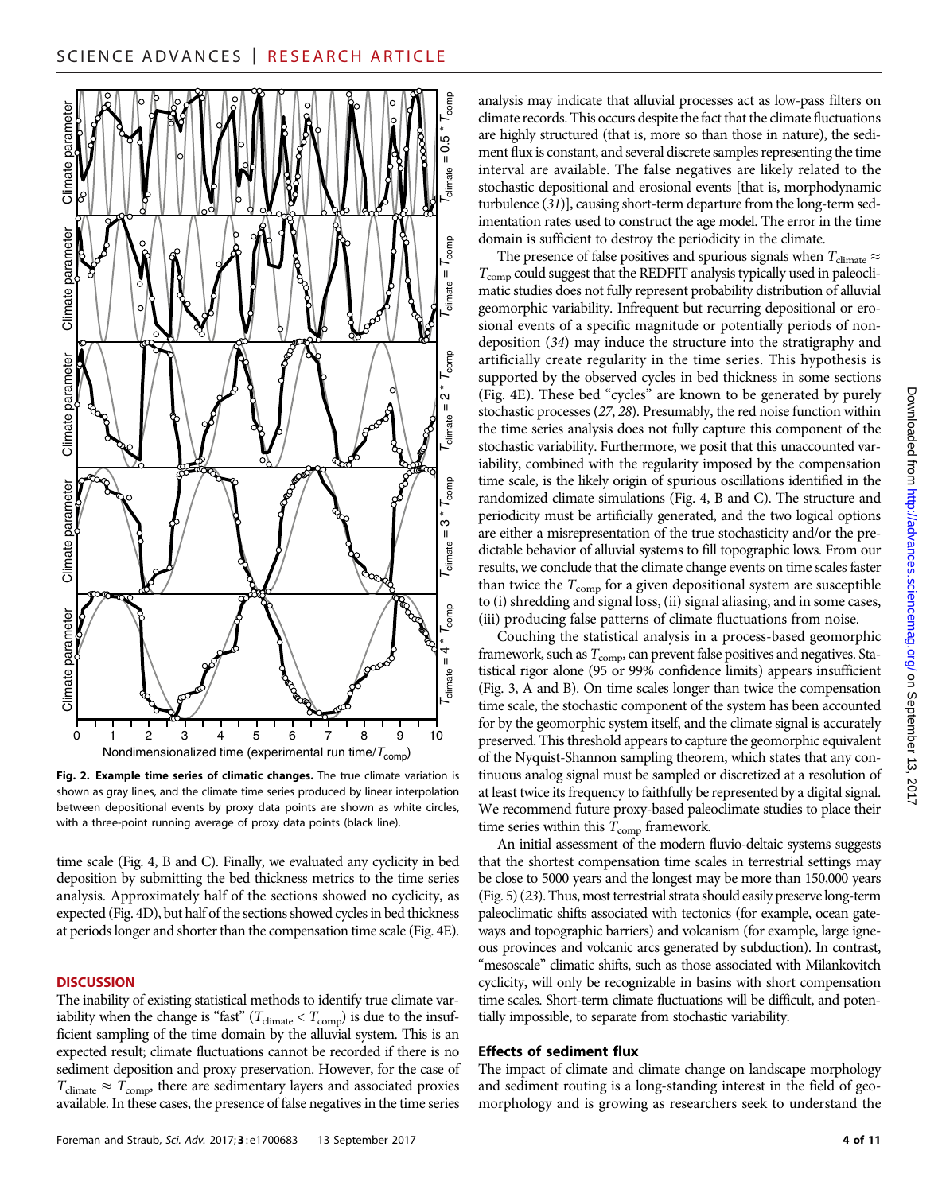Fig. 2. Example time series of climatic changes. The true climate variation is shown as gray lines, and the climate time series produced by linear interpolation between depositional events by proxy data points are shown as white circles, with a three-point running average of proxy data points (black line).

time scale (Fig. 4, B and C). Finally, we evaluated any cyclicity in bed deposition by submitting the bed thickness metrics to the time series analysis. Approximately half of the sections showed no cyclicity, as expected (Fig. 4D), but half of the sections showed cycles in bed thickness at periods longer and shorter than the compensation time scale (Fig. 4E).

## DISCUSSION

The inability of existing statistical methods to identify true climate variability when the change is "fast" ($T_{climate} < T_{comp}$) is due to the insufficient sampling of the time domain by the alluvial system. This is an expected result; climate fluctuations cannot be recorded if there is no sediment deposition and proxy preservation. However, for the case of $T_{climate} \approx T_{comp}$, there are sedimentary layers and associated proxies available. In these cases, the presence of false negatives in the time series analysis may indicate that alluvial processes act as low-pass filters on climate records. This occurs despite the fact that the climate fluctuations are highly structured (that is, more so than those in nature), the sediment flux is constant, and several discrete samples representing the time interval are available. The false negatives are likely related to the stochastic depositional and erosional events [that is, morphodynamic turbulence (31)], causing short-term departure from the long-term sedimentation rates used to construct the age model. The error in the time domain is sufficient to destroy the periodicity in the climate.

The presence of false positives and spurious signals when $T_{climate} \approx T_{comp}$ could suggest that the REDFIT analysis typically used in paleoclimatic studies does not fully represent probability distribution of alluvial geomorphic variability. Infrequent but recurring depositional or erosional events of a specific magnitude or potentially periods of nondeposition (34) may induce the structure into the stratigraphy and artificially create regularity in the time series. This hypothesis is supported by the observed cycles in bed thickness in some sections (Fig. 4E). These bed "cycles" are known to be generated by purely stochastic processes (27, 28). Presumably, the red noise function within the time series analysis does not fully capture this component of the stochastic variability. Furthermore, we posit that this unaccounted variability, combined with the regularity imposed by the compensation time scale, is the likely origin of spurious oscillations identified in the randomized climate simulations (Fig. 4, B and C). The structure and periodicity must be artificially generated, and the two logical options are either a misrepresentation of the true stochasticity and/or the predictable behavior of alluvial systems to fill topographic lows. From our results, we conclude that the climate change events on time scales faster than twice the $T_{comp}$ for a given depositional system are susceptible to (i) shredding and signal loss, (ii) signal aliasing, and in some cases, (iii) producing false patterns of climate fluctuations from noise.

Couching the statistical analysis in a process-based geomorphic framework, such as $T_{comp}$, can prevent false positives and negatives. Statistical rigor alone (95 or 99% confidence limits) appears insufficient (Fig. 3, A and B). On time scales longer than twice the compensation time scale, the stochastic component of the system has been accounted for by the geomorphic system itself, and the climate signal is accurately preserved. This threshold appears to capture the geomorphic equivalent of the Nyquist-Shannon sampling theorem, which states that any continuous analog signal must be sampled or discretized at a resolution of at least twice its frequency to faithfully be represented by a digital signal. We recommend future proxy-based paleoclimate studies to place their time series within this $T_{comp}$ framework.

An initial assessment of the modern fluvio-deltaic systems suggests that the shortest compensation time scales in terrestrial settings may be close to 5000 years and the longest may be more than 150,000 years (Fig. 5) (23). Thus, most terrestrial strata should easily preserve long-term paleoclimatic shifts associated with tectonics (for example, ocean gateways and topographic barriers) and volcanism (for example, large igneous provinces and volcanic arcs generated by subduction). In contrast, "mesoscale" climatic shifts, such as those associated with Milankovitch cyclicity, will only be recognizable in basins with short compensation time scales. Short-term climate fluctuations will be difficult, and potentially impossible, to separate from stochastic variability.

### Effects of sediment flux

The impact of climate and climate change on landscape morphology and sediment routing is a long-standing interest in the field of geomorphology and is growing as researchers seek to understand the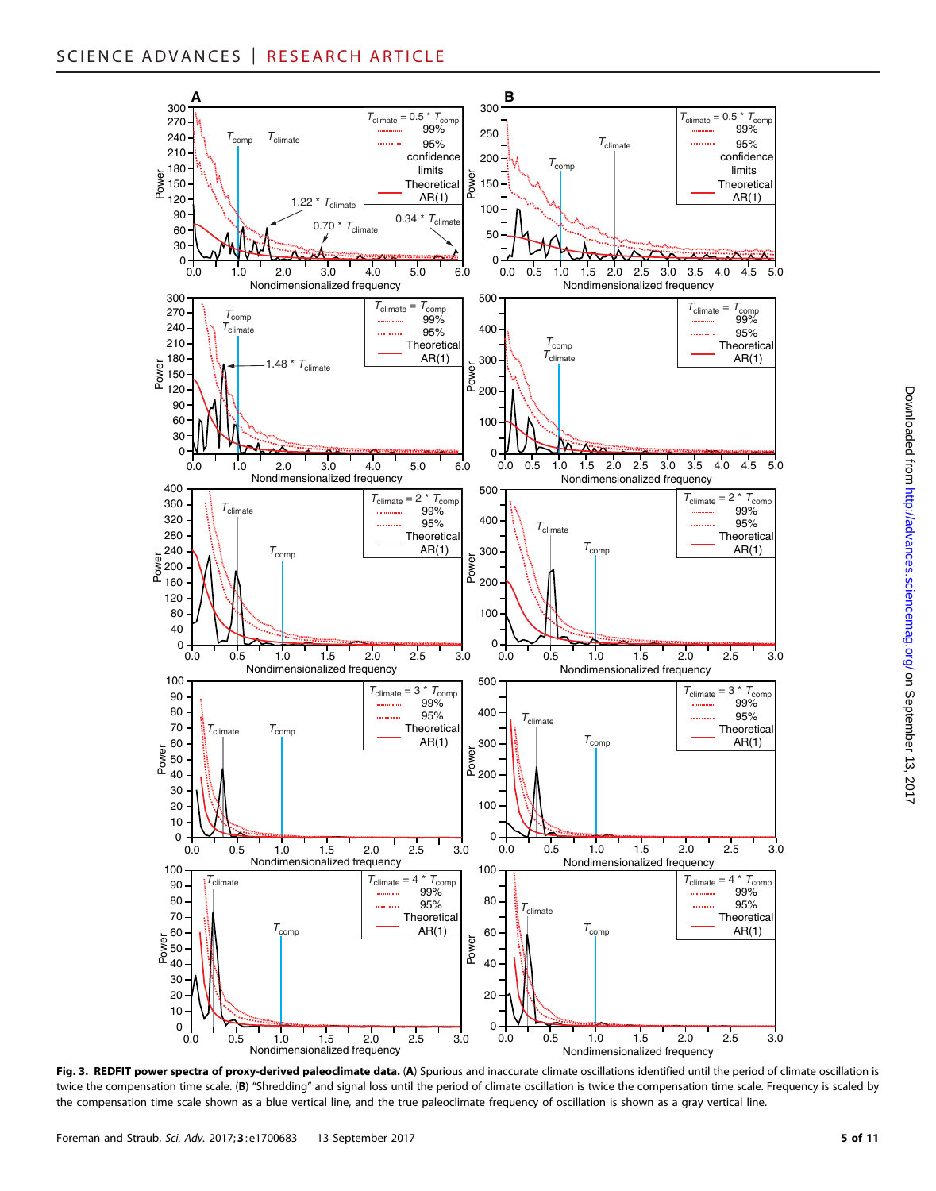**Fig. 3. REDFIT power spectra of proxy-derived paleoclimate data.** (**A**) Spurious and inaccurate climate oscillations identified until the period of climate oscillation is twice the compensation time scale. (**B**) "Shredding" and signal loss until the period of climate oscillation is twice the compensation time scale. Frequency is scaled by the compensation time scale shown as a blue vertical line, and the true paleoclimate frequency of oscillation is shown as a gray vertical line.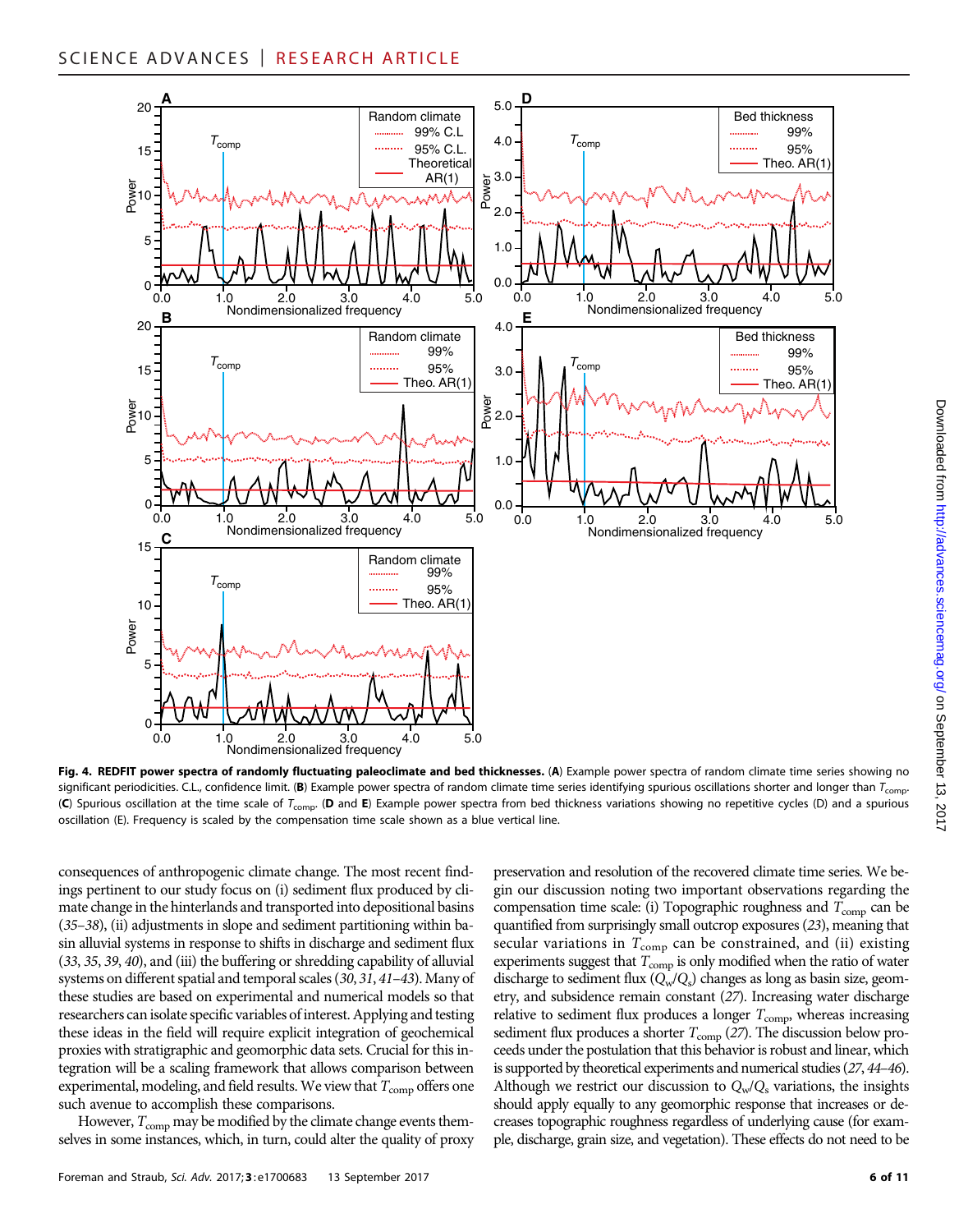**Fig. 4. REDFIT power spectra of randomly fluctuating paleoclimate and bed thicknesses.** (**A**) Example power spectra of random climate time series showing no significant periodicities. C.L., confidence limit. (**B**) Example power spectra of random climate time series identifying spurious oscillations shorter and longer than $T_{comp}$. (**C**) Spurious oscillation at the time scale of $T_{comp}$. (**D** and **E**) Example power spectra from bed thickness variations showing no repetitive cycles (D) and a spurious oscillation (E). Frequency is scaled by the compensation time scale shown as a blue vertical line.

consequences of anthropogenic climate change. The most recent findings pertinent to our study focus on (i) sediment flux produced by climate change in the hinterlands and transported into depositional basins (*35–38*), (ii) adjustments in slope and sediment partitioning within basin alluvial systems in response to shifts in discharge and sediment flux (*33*, *35*, *39*, *40*), and (iii) the buffering or shredding capability of alluvial systems on different spatial and temporal scales (*30*, *31*, *41–43*). Many of these studies are based on experimental and numerical models so that researchers can isolate specific variables of interest. Applying and testing these ideas in the field will require explicit integration of geochemical proxies with stratigraphic and geomorphic data sets. Crucial for this integration will be a scaling framework that allows comparison between experimental, modeling, and field results. We view that $T_{comp}$ offers one such avenue to accomplish these comparisons.

However, $T_{comp}$ may be modified by the climate change events themselves in some instances, which, in turn, could alter the quality of proxy preservation and resolution of the recovered climate time series. We begin our discussion noting two important observations regarding the compensation time scale: (i) Topographic roughness and $T_{comp}$ can be quantified from surprisingly small outcrop exposures (*23*), meaning that secular variations in $T_{comp}$ can be constrained, and (ii) existing experiments suggest that $T_{comp}$ is only modified when the ratio of water discharge to sediment flux ($Q_w/Q_s$) changes as long as basin size, geometry, and subsidence remain constant (*27*). Increasing water discharge relative to sediment flux produces a longer $T_{comp}$, whereas increasing sediment flux produces a shorter $T_{comp}$ (*27*). The discussion below proceeds under the postulation that this behavior is robust and linear, which is supported by theoretical experiments and numerical studies (*27*, *44–46*). Although we restrict our discussion to $Q_w/Q_s$ variations, the insights should apply equally to any geomorphic response that increases or decreases topographic roughness regardless of underlying cause (for example, discharge, grain size, and vegetation). These effects do not need to be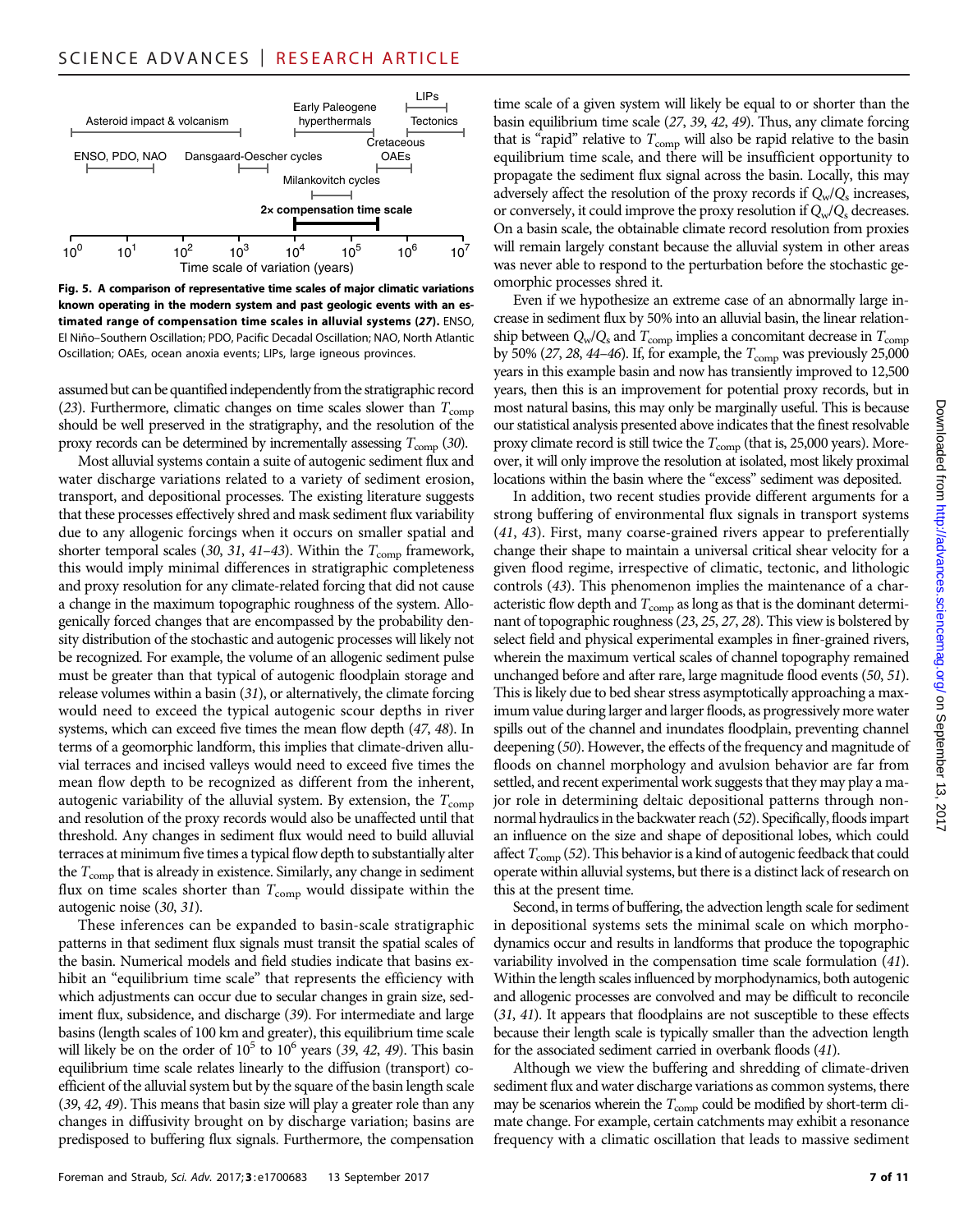Fig. 5. A comparison of representative time scales of major climatic variations known operating in the modern system and past geologic events with an estimated range of compensation time scales in alluvial systems (27). ENSO, El Niño–Southern Oscillation; PDO, Pacific Decadal Oscillation; NAO, North Atlantic Oscillation; OAEs, ocean anoxia events; LIPs, large igneous provinces.

assumed but can be quantified independently from the stratigraphic record (23). Furthermore, climatic changes on time scales slower than $T_{comp}$ should be well preserved in the stratigraphy, and the resolution of the proxy records can be determined by incrementally assessing $T_{comp}$ (30).

Most alluvial systems contain a suite of autogenic sediment flux and water discharge variations related to a variety of sediment erosion, transport, and depositional processes. The existing literature suggests that these processes effectively shred and mask sediment flux variability due to any allogenic forcings when it occurs on smaller spatial and shorter temporal scales (30, 31, 41–43). Within the $T_{comp}$ framework, this would imply minimal differences in stratigraphic completeness and proxy resolution for any climate-related forcing that did not cause a change in the maximum topographic roughness of the system. Allogenically forced changes that are encompassed by the probability density distribution of the stochastic and autogenic processes will likely not be recognized. For example, the volume of an allogenic sediment pulse must be greater than that typical of autogenic floodplain storage and release volumes within a basin (31), or alternatively, the climate forcing would need to exceed the typical autogenic scour depths in river systems, which can exceed five times the mean flow depth (47, 48). In terms of a geomorphic landform, this implies that climate-driven alluvial terraces and incised valleys would need to exceed five times the mean flow depth to be recognized as different from the inherent, autogenic variability of the alluvial system. By extension, the $T_{comp}$ and resolution of the proxy records would also be unaffected until that threshold. Any changes in sediment flux would need to build alluvial terraces at minimum five times a typical flow depth to substantially alter the $T_{comp}$ that is already in existence. Similarly, any change in sediment flux on time scales shorter than $T_{comp}$ would dissipate within the autogenic noise (30, 31).

These inferences can be expanded to basin-scale stratigraphic patterns in that sediment flux signals must transit the spatial scales of the basin. Numerical models and field studies indicate that basins exhibit an "equilibrium time scale" that represents the efficiency with which adjustments can occur due to secular changes in grain size, sediment flux, subsidence, and discharge (39). For intermediate and large basins (length scales of 100 km and greater), this equilibrium time scale will likely be on the order of $10^5$ to $10^6$ years (39, 42, 49). This basin equilibrium time scale relates linearly to the diffusion (transport) coefficient of the alluvial system but by the square of the basin length scale (39, 42, 49). This means that basin size will play a greater role than any changes in diffusivity brought on by discharge variation; basins are predisposed to buffering flux signals. Furthermore, the compensation time scale of a given system will likely be equal to or shorter than the basin equilibrium time scale (27, 39, 42, 49). Thus, any climate forcing that is "rapid" relative to $T_{comp}$ will also be rapid relative to the basin equilibrium time scale, and there will be insufficient opportunity to propagate the sediment flux signal across the basin. Locally, this may adversely affect the resolution of the proxy records if $Q_w/Q_s$ increases, or conversely, it could improve the proxy resolution if $Q_w/Q_s$ decreases. On a basin scale, the obtainable climate record resolution from proxies will remain largely constant because the alluvial system in other areas was never able to respond to the perturbation before the stochastic geomorphic processes shred it.

Even if we hypothesize an extreme case of an abnormally large increase in sediment flux by 50% into an alluvial basin, the linear relationship between $Q_w/Q_s$ and $T_{comp}$ implies a concomitant decrease in $T_{comp}$ by 50% (27, 28, 44–46). If, for example, the $T_{comp}$ was previously 25,000 years in this example basin and now has transiently improved to 12,500 years, then this is an improvement for potential proxy records, but in most natural basins, this may only be marginally useful. This is because our statistical analysis presented above indicates that the finest resolvable proxy climate record is still twice the $T_{comp}$ (that is, 25,000 years). Moreover, it will only improve the resolution at isolated, most likely proximal locations within the basin where the "excess" sediment was deposited.

In addition, two recent studies provide different arguments for a strong buffering of environmental flux signals in transport systems (41, 43). First, many coarse-grained rivers appear to preferentially change their shape to maintain a universal critical shear velocity for a given flood regime, irrespective of climatic, tectonic, and lithologic controls (43). This phenomenon implies the maintenance of a characteristic flow depth and $T_{comp}$ as long as that is the dominant determinant of topographic roughness (23, 25, 27, 28). This view is bolstered by select field and physical experimental examples in finer-grained rivers, wherein the maximum vertical scales of channel topography remained unchanged before and after rare, large magnitude flood events (50, 51). This is likely due to bed shear stress asymptotically approaching a maximum value during larger and larger floods, as progressively more water spills out of the channel and inundates floodplain, preventing channel deepening (50). However, the effects of the frequency and magnitude of floods on channel morphology and avulsion behavior are far from settled, and recent experimental work suggests that they may play a major role in determining deltaic depositional patterns through nonnormal hydraulics in the backwater reach (52). Specifically, floods impart an influence on the size and shape of depositional lobes, which could affect $T_{comp}$ (52). This behavior is a kind of autogenic feedback that could operate within alluvial systems, but there is a distinct lack of research on this at the present time.

Second, in terms of buffering, the advection length scale for sediment in depositional systems sets the minimal scale on which morphodynamics occur and results in landforms that produce the topographic variability involved in the compensation time scale formulation (41). Within the length scales influenced by morphodynamics, both autogenic and allogenic processes are convolved and may be difficult to reconcile (31, 41). It appears that floodplains are not susceptible to these effects because their length scale is typically smaller than the advection length for the associated sediment carried in overbank floods (41).

Although we view the buffering and shredding of climate-driven sediment flux and water discharge variations as common systems, there may be scenarios wherein the $T_{comp}$ could be modified by short-term climate change. For example, certain catchments may exhibit a resonance frequency with a climatic oscillation that leads to massive sediment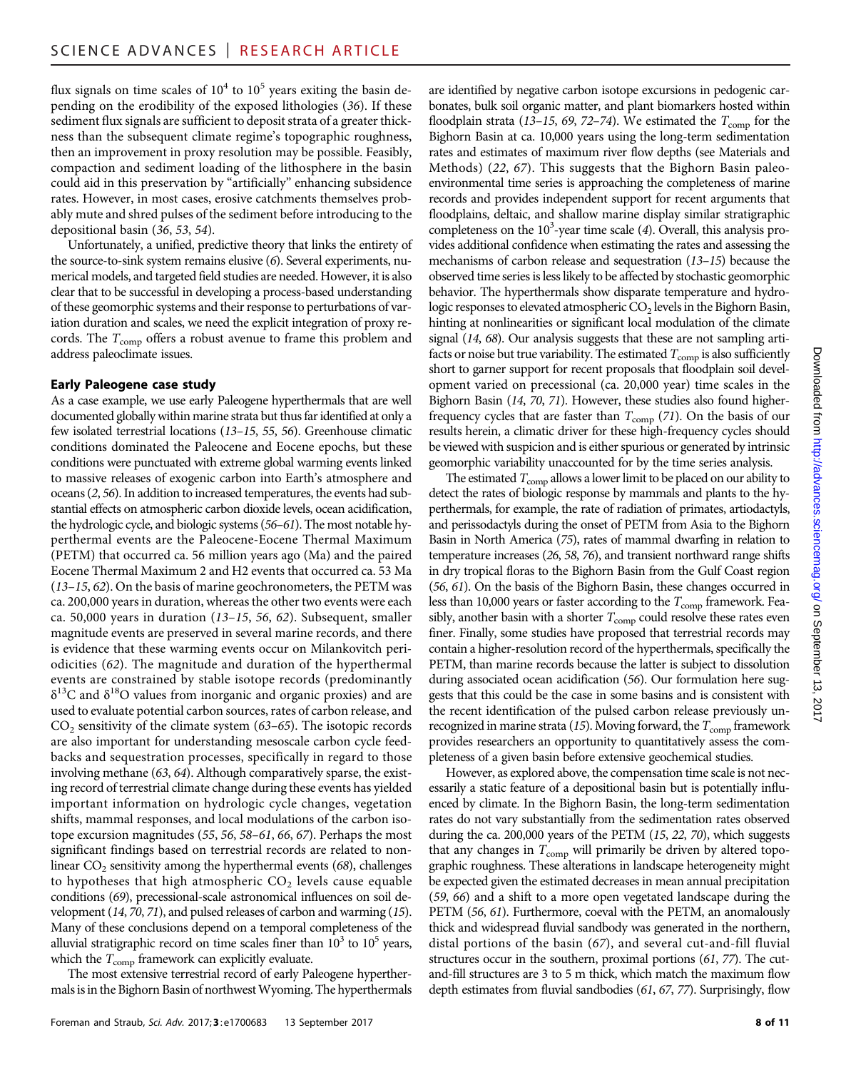flux signals on time scales of $10^4$ to $10^5$ years exiting the basin depending on the erodibility of the exposed lithologies (36). If these sediment flux signals are sufficient to deposit strata of a greater thickness than the subsequent climate regime's topographic roughness, then an improvement in proxy resolution may be possible. Feasibly, compaction and sediment loading of the lithosphere in the basin could aid in this preservation by "artificially" enhancing subsidence rates. However, in most cases, erosive catchments themselves probably mute and shred pulses of the sediment before introducing to the depositional basin (36, 53, 54).

Unfortunately, a unified, predictive theory that links the entirety of the source-to-sink system remains elusive (6). Several experiments, numerical models, and targeted field studies are needed. However, it is also clear that to be successful in developing a process-based understanding of these geomorphic systems and their response to perturbations of variation duration and scales, we need the explicit integration of proxy records. The $T_{comp}$ offers a robust avenue to frame this problem and address paleoclimate issues.

### Early Paleogene case study

As a case example, we use early Paleogene hyperthermals that are well documented globally within marine strata but thus far identified at only a few isolated terrestrial locations (13–15, 55, 56). Greenhouse climatic conditions dominated the Paleocene and Eocene epochs, but these conditions were punctuated with extreme global warming events linked to massive releases of exogenic carbon into Earth's atmosphere and oceans (2, 56). In addition to increased temperatures, the events had substantial effects on atmospheric carbon dioxide levels, ocean acidification, the hydrologic cycle, and biologic systems (56–61). The most notable hyperthermal events are the Paleocene-Eocene Thermal Maximum (PETM) that occurred ca. 56 million years ago (Ma) and the paired Eocene Thermal Maximum 2 and H2 events that occurred ca. 53 Ma (13–15, 62). On the basis of marine geochronometers, the PETM was ca. 200,000 years in duration, whereas the other two events were each ca. 50,000 years in duration (13–15, 56, 62). Subsequent, smaller magnitude events are preserved in several marine records, and there is evidence that these warming events occur on Milankovitch periodicities (62). The magnitude and duration of the hyperthermal events are constrained by stable isotope records (predominantly $\delta^{13}C$ and $\delta^{18}O$ values from inorganic and organic proxies) and are used to evaluate potential carbon sources, rates of carbon release, and $CO_2$ sensitivity of the climate system (63–65). The isotopic records are also important for understanding mesoscale carbon cycle feedbacks and sequestration processes, specifically in regard to those involving methane (63, 64). Although comparatively sparse, the existing record of terrestrial climate change during these events has yielded important information on hydrologic cycle changes, vegetation shifts, mammal responses, and local modulations of the carbon isotope excursion magnitudes (55, 56, 58–61, 66, 67). Perhaps the most significant findings based on terrestrial records are related to nonlinear $CO_2$ sensitivity among the hyperthermal events (68), challenges to hypotheses that high atmospheric $CO_2$ levels cause equable conditions (69), precessional-scale astronomical influences on soil development (14, 70, 71), and pulsed releases of carbon and warming (15). Many of these conclusions depend on a temporal completeness of the alluvial stratigraphic record on time scales finer than $10^3$ to $10^5$ years, which the $T_{comp}$ framework can explicitly evaluate.

The most extensive terrestrial record of early Paleogene hyperthermals is in the Bighorn Basin of northwest Wyoming. The hyperthermals are identified by negative carbon isotope excursions in pedogenic carbonates, bulk soil organic matter, and plant biomarkers hosted within floodplain strata (13–15, 69, 72–74). We estimated the $T_{comp}$ for the Bighorn Basin at ca. 10,000 years using the long-term sedimentation rates and estimates of maximum river flow depths (see Materials and Methods) (22, 67). This suggests that the Bighorn Basin paleoenvironmental time series is approaching the completeness of marine records and provides independent support for recent arguments that floodplains, deltaic, and shallow marine display similar stratigraphic completeness on the $10^3$-year time scale (4). Overall, this analysis provides additional confidence when estimating the rates and assessing the mechanisms of carbon release and sequestration (13–15) because the observed time series is less likely to be affected by stochastic geomorphic behavior. The hyperthermals show disparate temperature and hydrologic responses to elevated atmospheric $CO_2$ levels in the Bighorn Basin, hinting at nonlinearities or significant local modulation of the climate signal (14, 68). Our analysis suggests that these are not sampling artifacts or noise but true variability. The estimated $T_{comp}$ is also sufficiently short to garner support for recent proposals that floodplain soil development varied on precessional (ca. 20,000 year) time scales in the Bighorn Basin (14, 70, 71). However, these studies also found higher-frequency cycles that are faster than $T_{comp}$ (71). On the basis of our results herein, a climatic driver for these high-frequency cycles should be viewed with suspicion and is either spurious or generated by intrinsic geomorphic variability unaccounted for by the time series analysis.

The estimated $T_{comp}$ allows a lower limit to be placed on our ability to detect the rates of biologic response by mammals and plants to the hyperthermals, for example, the rate of radiation of primates, artiodactyls, and perissodactyls during the onset of PETM from Asia to the Bighorn Basin in North America (75), rates of mammal dwarfing in relation to temperature increases (26, 58, 76), and transient northward range shifts in dry tropical floras to the Bighorn Basin from the Gulf Coast region (56, 61). On the basis of the Bighorn Basin, these changes occurred in less than 10,000 years or faster according to the $T_{comp}$ framework. Feasibly, another basin with a shorter $T_{comp}$ could resolve these rates even finer. Finally, some studies have proposed that terrestrial records may contain a higher-resolution record of the hyperthermals, specifically the PETM, than marine records because the latter is subject to dissolution during associated ocean acidification (56). Our formulation here suggests that this could be the case in some basins and is consistent with the recent identification of the pulsed carbon release previously unrecognized in marine strata (15). Moving forward, the $T_{comp}$ framework provides researchers an opportunity to quantitatively assess the completeness of a given basin before extensive geochemical studies.

However, as explored above, the compensation time scale is not necessarily a static feature of a depositional basin but is potentially influenced by climate. In the Bighorn Basin, the long-term sedimentation rates do not vary substantially from the sedimentation rates observed during the ca. 200,000 years of the PETM (15, 22, 70), which suggests that any changes in $T_{comp}$ will primarily be driven by altered topographic roughness. These alterations in landscape heterogeneity might be expected given the estimated decreases in mean annual precipitation (59, 66) and a shift to a more open vegetated landscape during the PETM (56, 61). Furthermore, coeval with the PETM, an anomalously thick and widespread fluvial sandbody was generated in the northern, distal portions of the basin (67), and several cut-and-fill fluvial structures occur in the southern, proximal portions (61, 77). The cut-and-fill structures are 3 to 5 m thick, which match the maximum flow depth estimates from fluvial sandbodies (61, 67, 77). Surprisingly, flow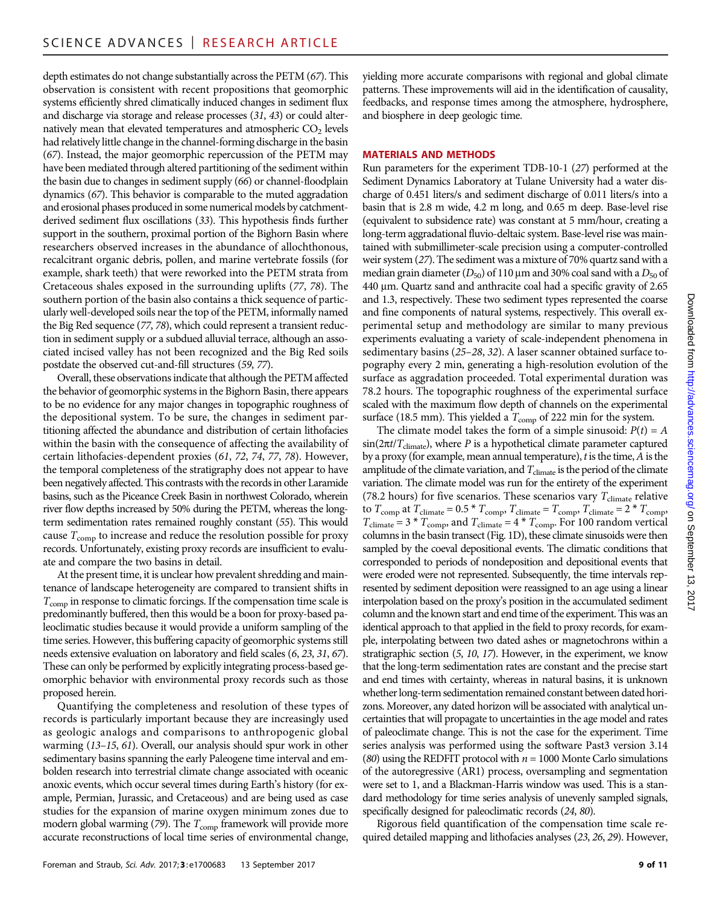depth estimates do not change substantially across the PETM (67). This observation is consistent with recent propositions that geomorphic systems efficiently shred climatically induced changes in sediment flux and discharge via storage and release processes (31, 43) or could alternatively mean that elevated temperatures and atmospheric $CO_2$ levels had relatively little change in the channel-forming discharge in the basin (67). Instead, the major geomorphic repercussion of the PETM may have been mediated through altered partitioning of the sediment within the basin due to changes in sediment supply (66) or channel-floodplain dynamics (67). This behavior is comparable to the muted aggradation and erosional phases produced in some numerical models by catchment-derived sediment flux oscillations (33). This hypothesis finds further support in the southern, proximal portion of the Bighorn Basin where researchers observed increases in the abundance of allochthonous, recalcitrant organic debris, pollen, and marine vertebrate fossils (for example, shark teeth) that were reworked into the PETM strata from Cretaceous shales exposed in the surrounding uplifts (77, 78). The southern portion of the basin also contains a thick sequence of particularly well-developed soils near the top of the PETM, informally named the Big Red sequence (77, 78), which could represent a transient reduction in sediment supply or a subdued alluvial terrace, although an associated incised valley has not been recognized and the Big Red soils postdate the observed cut-and-fill structures (59, 77).

Overall, these observations indicate that although the PETM affected the behavior of geomorphic systems in the Bighorn Basin, there appears to be no evidence for any major changes in topographic roughness of the depositional system. To be sure, the changes in sediment partitioning affected the abundance and distribution of certain lithofacies within the basin with the consequence of affecting the availability of certain lithofacies-dependent proxies (61, 72, 74, 77, 78). However, the temporal completeness of the stratigraphy does not appear to have been negatively affected. This contrasts with the records in other Laramide basins, such as the Piceance Creek Basin in northwest Colorado, wherein river flow depths increased by 50% during the PETM, whereas the long-term sedimentation rates remained roughly constant (55). This would cause $T_{comp}$ to increase and reduce the resolution possible for proxy records. Unfortunately, existing proxy records are insufficient to evaluate and compare the two basins in detail.

At the present time, it is unclear how prevalent shredding and maintenance of landscape heterogeneity are compared to transient shifts in $T_{comp}$ in response to climatic forcings. If the compensation time scale is predominantly buffered, then this would be a boon for proxy-based paleoclimatic studies because it would provide a uniform sampling of the time series. However, this buffering capacity of geomorphic systems still needs extensive evaluation on laboratory and field scales (6, 23, 31, 67). These can only be performed by explicitly integrating process-based geomorphic behavior with environmental proxy records such as those proposed herein.

Quantifying the completeness and resolution of these types of records is particularly important because they are increasingly used as geologic analogs and comparisons to anthropogenic global warming (13–15, 61). Overall, our analysis should spur work in other sedimentary basins spanning the early Paleogene time interval and embolden research into terrestrial climate change associated with oceanic anoxic events, which occur several times during Earth's history (for example, Permian, Jurassic, and Cretaceous) and are being used as case studies for the expansion of marine oxygen minimum zones due to modern global warming (79). The $T_{comp}$ framework will provide more accurate reconstructions of local time series of environmental change, yielding more accurate comparisons with regional and global climate patterns. These improvements will aid in the identification of causality, feedbacks, and response times among the atmosphere, hydrosphere, and biosphere in deep geologic time.

## MATERIALS AND METHODS

Run parameters for the experiment TDB-10-1 (27) performed at the Sediment Dynamics Laboratory at Tulane University had a water discharge of 0.451 liters/s and sediment discharge of 0.011 liters/s into a basin that is 2.8 m wide, 4.2 m long, and 0.65 m deep. Base-level rise (equivalent to subsidence rate) was constant at 5 mm/hour, creating a long-term aggradational fluvio-deltaic system. Base-level rise was maintained with submillimeter-scale precision using a computer-controlled weir system (27). The sediment was a mixture of 70% quartz sand with a median grain diameter ($D_{50}$) of 110 μm and 30% coal sand with a $D_{50}$ of 440 μm. Quartz sand and anthracite coal had a specific gravity of 2.65 and 1.3, respectively. These two sediment types represented the coarse and fine components of natural systems, respectively. This overall experimental setup and methodology are similar to many previous experiments evaluating a variety of scale-independent phenomena in sedimentary basins (25–28, 32). A laser scanner obtained surface topography every 2 min, generating a high-resolution evolution of the surface as aggradation proceeded. Total experimental duration was 78.2 hours. The topographic roughness of the experimental surface scaled with the maximum flow depth of channels on the experimental surface (18.5 mm). This yielded a $T_{comp}$ of 222 min for the system.

The climate model takes the form of a simple sinusoid: $P(t) = A \sin(2\pi t/T_{climate})$, where $P$ is a hypothetical climate parameter captured by a proxy (for example, mean annual temperature), $t$ is the time, $A$ is the amplitude of the climate variation, and $T_{climate}$ is the period of the climate variation. The climate model was run for the entirety of the experiment (78.2 hours) for five scenarios. These scenarios vary $T_{climate}$ relative to $T_{comp}$ at $T_{climate} = 0.5 * T_{comp}$, $T_{climate} = T_{comp}$, $T_{climate} = 2 * T_{comp}$, $T_{climate} = 3 * T_{comp}$, and $T_{climate} = 4 * T_{comp}$. For 100 random vertical columns in the basin transect (Fig. 1D), these climate sinusoids were then sampled by the coeval depositional events. The climatic conditions that corresponded to periods of nondeposition and depositional events that were eroded were not represented. Subsequently, the time intervals represented by sediment deposition were reassigned to an age using a linear interpolation based on the proxy's position in the accumulated sediment column and the known start and end time of the experiment. This was an identical approach to that applied in the field to proxy records, for example, interpolating between two dated ashes or magnetochrons within a stratigraphic section (5, 10, 17). However, in the experiment, we know that the long-term sedimentation rates are constant and the precise start and end times with certainty, whereas in natural basins, it is unknown whether long-term sedimentation remained constant between dated horizons. Moreover, any dated horizon will be associated with analytical uncertainties that will propagate to uncertainties in the age model and rates of paleoclimate change. This is not the case for the experiment. Time series analysis was performed using the software Past3 version 3.14 (80) using the REDFIT protocol with $n = 1000$ Monte Carlo simulations of the autoregressive (AR1) process, oversampling and segmentation were set to 1, and a Blackman-Harris window was used. This is a standard methodology for time series analysis of unevenly sampled signals, specifically designed for paleoclimatic records (24, 80).

Rigorous field quantification of the compensation time scale required detailed mapping and lithofacies analyses (23, 26, 29). However,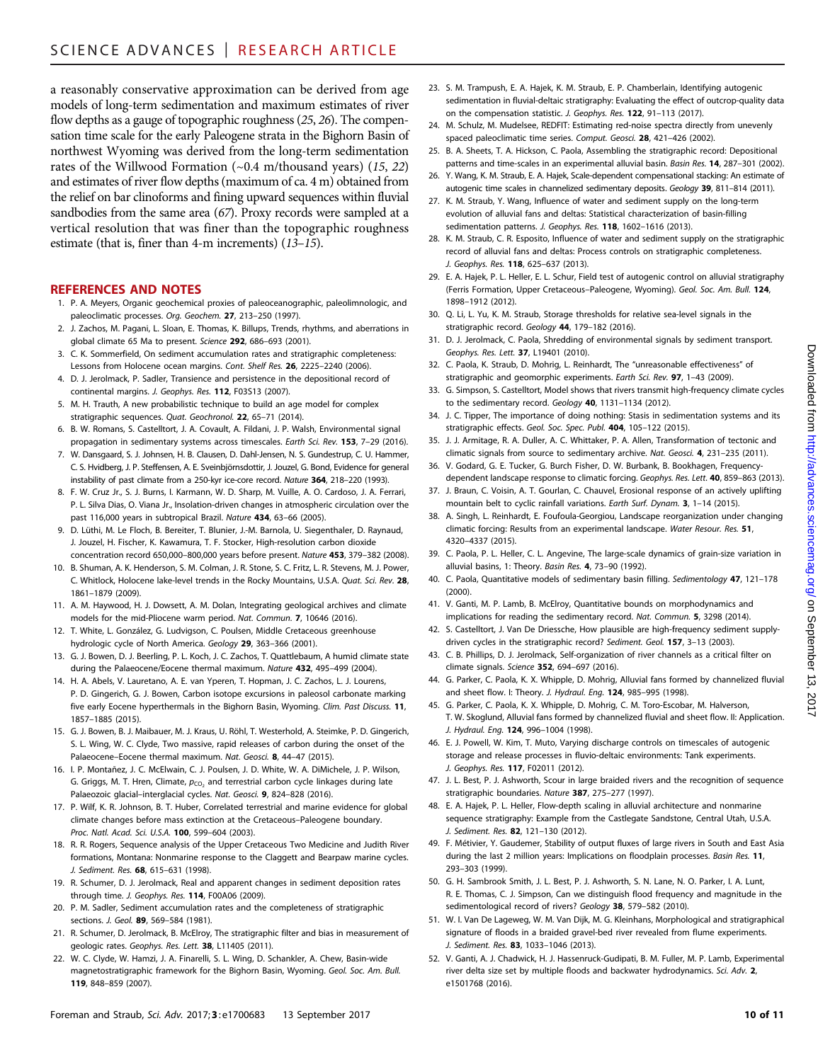a reasonably conservative approximation can be derived from age models of long-term sedimentation and maximum estimates of river flow depths as a gauge of topographic roughness (*25*, *26*). The compensation time scale for the early Paleogene strata in the Bighorn Basin of northwest Wyoming was derived from the long-term sedimentation rates of the Willwood Formation (~0.4 m/thousand years) (*15*, *22*) and estimates of river flow depths (maximum of ca. 4 m) obtained from the relief on bar clinoforms and fining upward sequences within fluvial sandbodies from the same area (*67*). Proxy records were sampled at a vertical resolution that was finer than the topographic roughness estimate (that is, finer than 4-m increments) (*13*–*15*).

## REFERENCES AND NOTES

1. P. A. Meyers, Organic geochemical proxies of paleoceanographic, paleolimnologic, and paleoclimatic processes. *Org. Geochem.* **27**, 213–250 (1997).
2. J. Zachos, M. Pagani, L. Sloan, E. Thomas, K. Billups, Trends, rhythms, and aberrations in global climate 65 Ma to present. *Science* **292**, 686–693 (2001).
3. C. K. Sommerfield, On sediment accumulation rates and stratigraphic completeness: Lessons from Holocene ocean margins. *Cont. Shelf Res.* **26**, 2225–2240 (2006).
4. D. J. Jerolmack, P. Sadler, Transience and persistence in the depositional record of continental margins. *J. Geophys. Res.* **112**, F03S13 (2007).
5. M. H. Trauth, A new probabilistic technique to build an age model for complex stratigraphic sequences. *Quat. Geochronol.* **22**, 65–71 (2014).
6. B. W. Romans, S. Castelltort, J. A. Covault, A. Fildani, J. P. Walsh, Environmental signal propagation in sedimentary systems across timescales. *Earth Sci. Rev.* **153**, 7–29 (2016).
7. W. Dansgaard, S. J. Johnsen, H. B. Clausen, D. Dahl-Jensen, N. S. Gundestrup, C. U. Hammer, C. S. Hvidberg, J. P. Steffensen, A. E. Sveinbjörnsdottir, J. Jouzel, G. Bond, Evidence for general instability of past climate from a 250-kyr ice-core record. *Nature* **364**, 218–220 (1993).
8. F. W. Cruz Jr., S. J. Burns, I. Karmann, W. D. Sharp, M. Vuille, A. O. Cardoso, J. A. Ferrari, P. L. Silva Dias, O. Viana Jr., Insolation-driven changes in atmospheric circulation over the past 116,000 years in subtropical Brazil. *Nature* **434**, 63–66 (2005).
9. D. Lüthi, M. Le Floch, B. Bereiter, T. Blunier, J.-M. Barnola, U. Siegenthaler, D. Raynaud, J. Jouzel, H. Fischer, K. Kawamura, T. F. Stocker, High-resolution carbon dioxide concentration record 650,000–800,000 years before present. *Nature* **453**, 379–382 (2008).
10. B. Shuman, A. K. Henderson, S. M. Colman, J. R. Stone, S. C. Fritz, L. R. Stevens, M. J. Power, C. Whitlock, Holocene lake-level trends in the Rocky Mountains, U.S.A. *Quat. Sci. Rev.* **28**, 1861–1879 (2009).
11. A. M. Haywood, H. J. Dowsett, A. M. Dolan, Integrating geological archives and climate models for the mid-Pliocene warm period. *Nat. Commun.* **7**, 10646 (2016).
12. T. White, L. González, G. Ludvigson, C. Poulsen, Middle Cretaceous greenhouse hydrologic cycle of North America. *Geology* **29**, 363–366 (2001).
13. G. J. Bowen, D. J. Beerling, P. L. Koch, J. C. Zachos, T. Quattlebaum, A humid climate state during the Palaeocene/Eocene thermal maximum. *Nature* **432**, 495–499 (2004).
14. H. A. Abels, V. Lauretano, A. E. van Yperen, T. Hopman, J. C. Zachos, L. J. Lourens, P. D. Gingerich, G. J. Bowen, Carbon isotope excursions in paleosol carbonate marking five early Eocene hyperthermals in the Bighorn Basin, Wyoming. *Clim. Past Discuss.* **11**, 1857–1885 (2015).
15. G. J. Bowen, B. J. Maibauer, M. J. Kraus, U. Röhl, T. Westerhold, A. Steimke, P. D. Gingerich, S. L. Wing, W. C. Clyde, Two massive, rapid releases of carbon during the onset of the Palaeocene–Eocene thermal maximum. *Nat. Geosci.* **8**, 44–47 (2015).
16. I. P. Montañez, J. C. McElwain, C. J. Poulsen, J. D. White, W. A. DiMichele, J. P. Wilson, G. Griggs, M. T. Hren, Climate, $p_{CO_2}$ and terrestrial carbon cycle linkages during late Palaeozoic glacial–interglacial cycles. *Nat. Geosci.* **9**, 824–828 (2016).
17. P. Wilf, K. R. Johnson, B. T. Huber, Correlated terrestrial and marine evidence for global climate changes before mass extinction at the Cretaceous–Paleogene boundary. *Proc. Natl. Acad. Sci. U.S.A.* **100**, 599–604 (2003).
18. R. R. Rogers, Sequence analysis of the Upper Cretaceous Two Medicine and Judith River formations, Montana: Nonmarine response to the Claggett and Bearpaw marine cycles. *J. Sediment. Res.* **68**, 615–631 (1998).
19. R. Schumer, D. J. Jerolmack, Real and apparent changes in sediment deposition rates through time. *J. Geophys. Res.* **114**, F00A06 (2009).
20. P. M. Sadler, Sediment accumulation rates and the completeness of stratigraphic sections. *J. Geol.* **89**, 569–584 (1981).
21. R. Schumer, D. Jerolmack, B. McElroy, The stratigraphic filter and bias in measurement of geologic rates. *Geophys. Res. Lett.* **38**, L11405 (2011).
22. W. C. Clyde, W. Hamzi, J. A. Finarelli, S. L. Wing, D. Schankler, A. Chew, Basin-wide magnetostratigraphic framework for the Bighorn Basin, Wyoming. *Geol. Soc. Am. Bull.* **119**, 848–859 (2007).
23. S. M. Trampush, E. A. Hajek, K. M. Straub, E. P. Chamberlain, Identifying autogenic sedimentation in fluvial-deltaic stratigraphy: Evaluating the effect of outcrop-quality data on the compensation statistic. *J. Geophys. Res.* **122**, 91–113 (2017).
24. M. Schulz, M. Mudelsee, REDFIT: Estimating red-noise spectra directly from unevenly spaced paleoclimatic time series. *Comput. Geosci.* **28**, 421–426 (2002).
25. B. A. Sheets, T. A. Hickson, C. Paola, Assembling the stratigraphic record: Depositional patterns and time-scales in an experimental alluvial basin. *Basin Res.* **14**, 287–301 (2002).
26. Y. Wang, K. M. Straub, E. A. Hajek, Scale-dependent compensational stacking: An estimate of autogenic time scales in channelized sedimentary deposits. *Geology* **39**, 811–814 (2011).
27. K. M. Straub, Y. Wang, Influence of water and sediment supply on the long-term evolution of alluvial fans and deltas: Statistical characterization of basin-filling sedimentation patterns. *J. Geophys. Res.* **118**, 1602–1616 (2013).
28. K. M. Straub, C. R. Esposito, Influence of water and sediment supply on the stratigraphic record of alluvial fans and deltas: Process controls on stratigraphic completeness. *J. Geophys. Res.* **118**, 625–637 (2013).
29. E. A. Hajek, P. L. Heller, E. L. Schur, Field test of autogenic control on alluvial stratigraphy (Ferris Formation, Upper Cretaceous–Paleogene, Wyoming). *Geol. Soc. Am. Bull.* **124**, 1898–1912 (2012).
30. Q. Li, L. Yu, K. M. Straub, Storage thresholds for relative sea-level signals in the stratigraphic record. *Geology* **44**, 179–182 (2016).
31. D. J. Jerolmack, C. Paola, Shredding of environmental signals by sediment transport. *Geophys. Res. Lett.* **37**, L19401 (2010).
32. C. Paola, K. Straub, D. Mohrig, L. Reinhardt, The "unreasonable effectiveness" of stratigraphic and geomorphic experiments. *Earth Sci. Rev.* **97**, 1–43 (2009).
33. G. Simpson, S. Castelltort, Model shows that rivers transmit high-frequency climate cycles to the sedimentary record. *Geology* **40**, 1131–1134 (2012).
34. J. C. Tipper, The importance of doing nothing: Stasis in sedimentation systems and its stratigraphic effects. *Geol. Soc. Spec. Publ.* **404**, 105–122 (2015).
35. J. J. Armitage, R. A. Duller, A. C. Whittaker, P. A. Allen, Transformation of tectonic and climatic signals from source to sedimentary archive. *Nat. Geosci.* **4**, 231–235 (2011).
36. V. Godard, G. E. Tucker, G. Burch Fisher, D. W. Burbank, B. Bookhagen, Frequency-dependent landscape response to climatic forcing. *Geophys. Res. Lett.* **40**, 859–863 (2013).
37. J. Braun, C. Voisin, A. T. Gourlan, C. Chauvel, Erosional response of an actively uplifting mountain belt to cyclic rainfall variations. *Earth Surf. Dynam.* **3**, 1–14 (2015).
38. A. Singh, L. Reinhardt, E. Foufoula-Georgiou, Landscape reorganization under changing climatic forcing: Results from an experimental landscape. *Water Resour. Res.* **51**, 4320–4337 (2015).
39. C. Paola, P. L. Heller, C. L. Angevine, The large-scale dynamics of grain-size variation in alluvial basins, 1: Theory. *Basin Res.* **4**, 73–90 (1992).
40. C. Paola, Quantitative models of sedimentary basin filling. *Sedimentology* **47**, 121–178 (2000).
41. V. Ganti, M. P. Lamb, B. McElroy, Quantitative bounds on morphodynamics and implications for reading the sedimentary record. *Nat. Commun.* **5**, 3298 (2014).
42. S. Castelltort, J. Van De Driessche, How plausible are high-frequency sediment supply-driven cycles in the stratigraphic record? *Sediment. Geol.* **157**, 3–13 (2003).
43. C. B. Phillips, D. J. Jerolmack, Self-organization of river channels as a critical filter on climate signals. *Science* **352**, 694–697 (2016).
44. G. Parker, C. Paola, K. X. Whipple, D. Mohrig, Alluvial fans formed by channelized fluvial and sheet flow. I: Theory. *J. Hydraul. Eng.* **124**, 985–995 (1998).
45. G. Parker, C. Paola, K. X. Whipple, D. Mohrig, C. M. Toro-Escobar, M. Halverson, T. W. Skoglund, Alluvial fans formed by channelized fluvial and sheet flow. II: Application. *J. Hydraul. Eng.* **124**, 996–1004 (1998).
46. E. J. Powell, W. Kim, T. Muto, Varying discharge controls on timescales of autogenic storage and release processes in fluvio-deltaic environments: Tank experiments. *J. Geophys. Res.* **117**, F02011 (2012).
47. J. L. Best, P. J. Ashworth, Scour in large braided rivers and the recognition of sequence stratigraphic boundaries. *Nature* **387**, 275–277 (1997).
48. E. A. Hajek, P. L. Heller, Flow-depth scaling in alluvial architecture and nonmarine sequence stratigraphy: Example from the Castlegate Sandstone, Central Utah, U.S.A. *J. Sediment. Res.* **82**, 121–130 (2012).
49. F. Métivier, Y. Gaudemer, Stability of output fluxes of large rivers in South and East Asia during the last 2 million years: Implications on floodplain processes. *Basin Res.* **11**, 293–303 (1999).
50. G. H. Sambrook Smith, J. L. Best, P. J. Ashworth, S. N. Lane, N. O. Parker, I. A. Lunt, R. E. Thomas, C. J. Simpson, Can we distinguish flood frequency and magnitude in the sedimentological record of rivers? *Geology* **38**, 579–582 (2010).
51. W. I. Van De Lageweg, W. M. Van Dijk, M. G. Kleinhans, Morphological and stratigraphical signature of floods in a braided gravel-bed river revealed from flume experiments. *J. Sediment. Res.* **83**, 1033–1046 (2013).
52. V. Ganti, A. J. Chadwick, H. J. Hassenruck-Gudipati, B. M. Fuller, M. P. Lamb, Experimental river delta size set by multiple floods and backwater hydrodynamics. *Sci. Adv.* **2**, e1501768 (2016).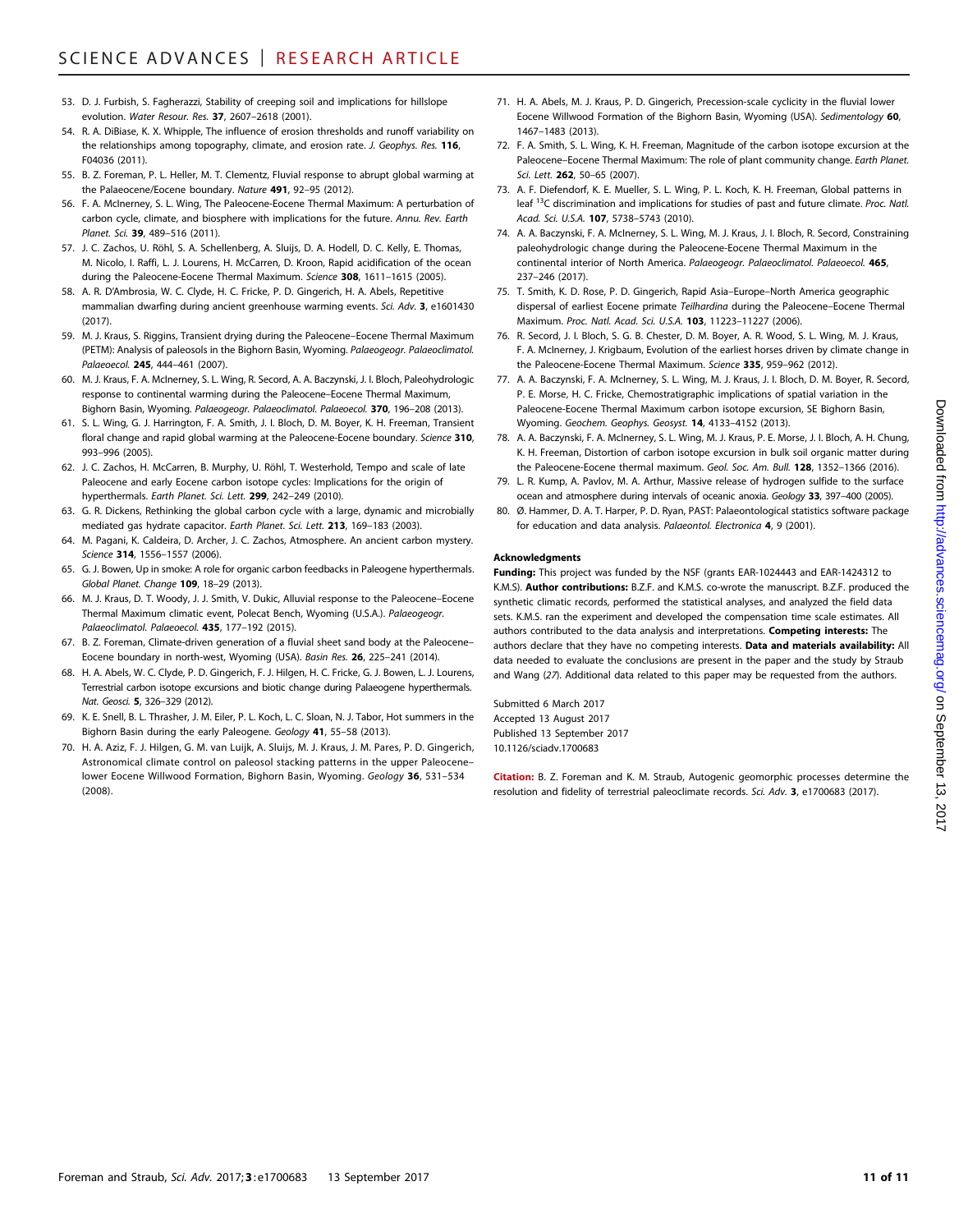53. D. J. Furbish, S. Fagherazzi, Stability of creeping soil and implications for hillslope evolution. *Water Resour. Res.* **37**, 2607–2618 (2001).
54. R. A. DiBiase, K. X. Whipple, The influence of erosion thresholds and runoff variability on the relationships among topography, climate, and erosion rate. *J. Geophys. Res.* **116**, F04036 (2011).
55. B. Z. Foreman, P. L. Heller, M. T. Clementz, Fluvial response to abrupt global warming at the Palaeocene/Eocene boundary. *Nature* **491**, 92–95 (2012).
56. F. A. McInerney, S. L. Wing, The Paleocene-Eocene Thermal Maximum: A perturbation of carbon cycle, climate, and biosphere with implications for the future. *Annu. Rev. Earth Planet. Sci.* **39**, 489–516 (2011).
57. J. C. Zachos, U. Röhl, S. A. Schellenberg, A. Sluijs, D. A. Hodell, D. C. Kelly, E. Thomas, M. Nicolo, I. Raffi, L. J. Lourens, H. McCarren, D. Kroon, Rapid acidification of the ocean during the Paleocene-Eocene Thermal Maximum. *Science* **308**, 1611–1615 (2005).
58. A. R. D'Ambrosia, W. C. Clyde, H. C. Fricke, P. D. Gingerich, H. A. Abels, Repetitive mammalian dwarfing during ancient greenhouse warming events. *Sci. Adv.* **3**, e1601430 (2017).
59. M. J. Kraus, S. Riggins, Transient drying during the Paleocene–Eocene Thermal Maximum (PETM): Analysis of paleosols in the Bighorn Basin, Wyoming. *Palaeogeogr. Palaeoclimatol. Palaeoecol.* **245**, 444–461 (2007).
60. M. J. Kraus, F. A. McInerney, S. L. Wing, R. Secord, A. A. Baczynski, J. I. Bloch, Paleohydrologic response to continental warming during the Paleocene–Eocene Thermal Maximum, Bighorn Basin, Wyoming. *Palaeogeogr. Palaeoclimatol. Palaeoecol.* **370**, 196–208 (2013).
61. S. L. Wing, G. J. Harrington, F. A. Smith, J. I. Bloch, D. M. Boyer, K. H. Freeman, Transient floral change and rapid global warming at the Paleocene-Eocene boundary. *Science* **310**, 993–996 (2005).
62. J. C. Zachos, H. McCarren, B. Murphy, U. Röhl, T. Westerhold, Tempo and scale of late Paleocene and early Eocene carbon isotope cycles: Implications for the origin of hyperthermals. *Earth Planet. Sci. Lett.* **299**, 242–249 (2010).
63. G. R. Dickens, Rethinking the global carbon cycle with a large, dynamic and microbially mediated gas hydrate capacitor. *Earth Planet. Sci. Lett.* **213**, 169–183 (2003).
64. M. Pagani, K. Caldeira, D. Archer, J. C. Zachos, Atmosphere. An ancient carbon mystery. *Science* **314**, 1556–1557 (2006).
65. G. J. Bowen, Up in smoke: A role for organic carbon feedbacks in Paleogene hyperthermals. *Global Planet. Change* **109**, 18–29 (2013).
66. M. J. Kraus, D. T. Woody, J. J. Smith, V. Dukic, Alluvial response to the Paleocene–Eocene Thermal Maximum climatic event, Polecat Bench, Wyoming (U.S.A.). *Palaeogeogr. Palaeoclimatol. Palaeoecol.* **435**, 177–192 (2015).
67. B. Z. Foreman, Climate-driven generation of a fluvial sheet sand body at the Paleocene–Eocene boundary in north-west, Wyoming (USA). *Basin Res.* **26**, 225–241 (2014).
68. H. A. Abels, W. C. Clyde, P. D. Gingerich, F. J. Hilgen, H. C. Fricke, G. J. Bowen, L. J. Lourens, Terrestrial carbon isotope excursions and biotic change during Palaeogene hyperthermals. *Nat. Geosci.* **5**, 326–329 (2012).
69. K. E. Snell, B. L. Thrasher, J. M. Eiler, P. L. Koch, L. C. Sloan, N. J. Tabor, Hot summers in the Bighorn Basin during the early Paleogene. *Geology* **41**, 55–58 (2013).
70. H. A. Aziz, F. J. Hilgen, G. M. van Luijk, A. Sluijs, M. J. Kraus, J. M. Pares, P. D. Gingerich, Astronomical climate control on paleosol stacking patterns in the upper Paleocene–lower Eocene Willwood Formation, Bighorn Basin, Wyoming. *Geology* **36**, 531–534 (2008).
71. H. A. Abels, M. J. Kraus, P. D. Gingerich, Precession-scale cyclicity in the fluvial lower Eocene Willwood Formation of the Bighorn Basin, Wyoming (USA). *Sedimentology* **60**, 1467–1483 (2013).
72. F. A. Smith, S. L. Wing, K. H. Freeman, Magnitude of the carbon isotope excursion at the Paleocene–Eocene Thermal Maximum: The role of plant community change. *Earth Planet. Sci. Lett.* **262**, 50–65 (2007).
73. A. F. Diefendorf, K. E. Mueller, S. L. Wing, P. L. Koch, K. H. Freeman, Global patterns in leaf $^{13}$C discrimination and implications for studies of past and future climate. *Proc. Natl. Acad. Sci. U.S.A.* **107**, 5738–5743 (2010).
74. A. A. Baczynski, F. A. McInerney, S. L. Wing, M. J. Kraus, J. I. Bloch, R. Secord, Constraining paleohydrologic change during the Paleocene-Eocene Thermal Maximum in the continental interior of North America. *Palaeogeogr. Palaeoclimatol. Palaeoecol.* **465**, 237–246 (2017).
75. T. Smith, K. D. Rose, P. D. Gingerich, Rapid Asia–Europe–North America geographic dispersal of earliest Eocene primate *Teilhardina* during the Paleocene–Eocene Thermal Maximum. *Proc. Natl. Acad. Sci. U.S.A.* **103**, 11223–11227 (2006).
76. R. Secord, J. I. Bloch, S. G. B. Chester, D. M. Boyer, A. R. Wood, S. L. Wing, M. J. Kraus, F. A. McInerney, J. Krigbaum, Evolution of the earliest horses driven by climate change in the Paleocene-Eocene Thermal Maximum. *Science* **335**, 959–962 (2012).
77. A. A. Baczynski, F. A. McInerney, S. L. Wing, M. J. Kraus, J. I. Bloch, D. M. Boyer, R. Secord, P. E. Morse, H. C. Fricke, Chemostratigraphic implications of spatial variation in the Paleocene-Eocene Thermal Maximum carbon isotope excursion, SE Bighorn Basin, Wyoming. *Geochem. Geophys. Geosyst.* **14**, 4133–4152 (2013).
78. A. A. Baczynski, F. A. McInerney, S. L. Wing, M. J. Kraus, P. E. Morse, J. I. Bloch, A. H. Chung, K. H. Freeman, Distortion of carbon isotope excursion in bulk soil organic matter during the Paleocene-Eocene thermal maximum. *Geol. Soc. Am. Bull.* **128**, 1352–1366 (2016).
79. L. R. Kump, A. Pavlov, M. A. Arthur, Massive release of hydrogen sulfide to the surface ocean and atmosphere during intervals of oceanic anoxia. *Geology* **33**, 397–400 (2005).
80. Ø. Hammer, D. A. T. Harper, P. D. Ryan, PAST: Palaeontological statistics software package for education and data analysis. *Palaeontol. Electronica* **4**, 9 (2001).

**Acknowledgments**

**Funding:** This project was funded by the NSF (grants EAR-1024443 and EAR-1424312 to K.M.S). **Author contributions:** B.Z.F. and K.M.S. co-wrote the manuscript. B.Z.F. produced the synthetic climatic records, performed the statistical analyses, and analyzed the field data sets. K.M.S. ran the experiment and developed the compensation time scale estimates. All authors contributed to the data analysis and interpretations. **Competing interests:** The authors declare that they have no competing interests. **Data and materials availability:** All data needed to evaluate the conclusions are present in the paper and the study by Straub and Wang (*27*). Additional data related to this paper may be requested from the authors.

Submitted 6 March 2017
Accepted 13 August 2017
Published 13 September 2017
10.1126/sciadv.1700683

**Citation:** B. Z. Foreman and K. M. Straub, Autogenic geomorphic processes determine the resolution and fidelity of terrestrial paleoclimate records. *Sci. Adv.* **3**, e1700683 (2017).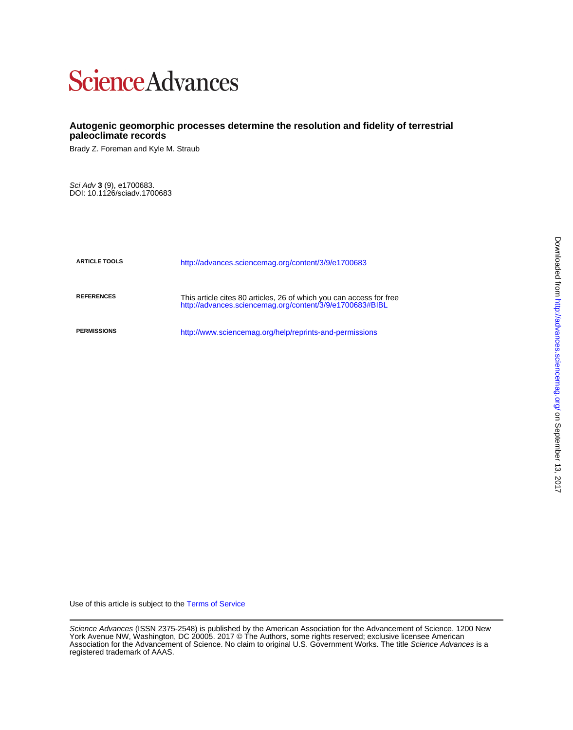# ScienceAdvances

**Autogenic geomorphic processes determine the resolution and fidelity of terrestrial paleoclimate records**

Brady Z. Foreman and Kyle M. Straub

*Sci Adv* **3** (9), e1700683.
DOI: 10.1126/sciadv.1700683

| | |
|---|---|
| **ARTICLE TOOLS** | http://advances.sciencemag.org/content/3/9/e1700683 |
| **REFERENCES** | This article cites 80 articles, 26 of which you can access for free http://advances.sciencemag.org/content/3/9/e1700683#BIBL |
| **PERMISSIONS** | http://www.sciencemag.org/help/reprints-and-permissions |

Use of this article is subject to the Terms of Service

*Science Advances* (ISSN 2375-2548) is published by the American Association for the Advancement of Science, 1200 New York Avenue NW, Washington, DC 20005. 2017 © The Authors, some rights reserved; exclusive licensee American Association for the Advancement of Science. No claim to original U.S. Government Works. The title *Science Advances* is a registered trademark of AAAS.